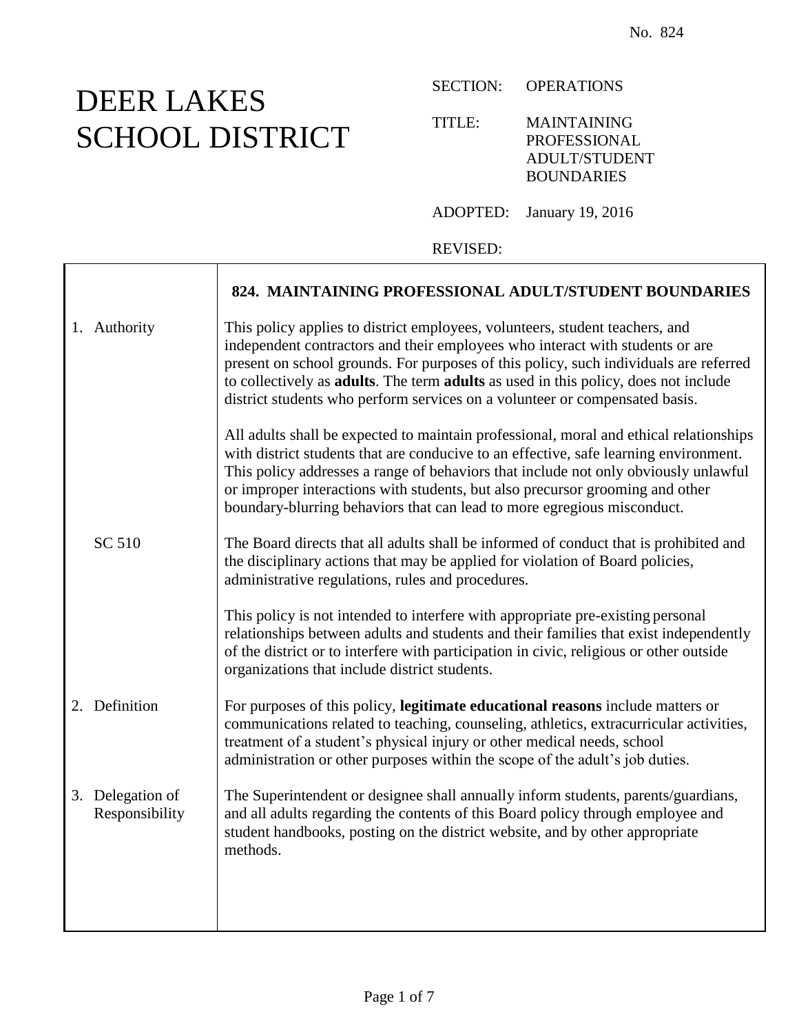No. 824

# DEER LAKES SCHOOL DISTRICT

SECTION: OPERATIONS

TITLE: MAINTAINING PROFESSIONAL ADULT/STUDENT BOUNDARIES

ADOPTED: January 19, 2016

REVISED:

## 824. MAINTAINING PROFESSIONAL ADULT/STUDENT BOUNDARIES

### 1. Authority

This policy applies to district employees, volunteers, student teachers, and independent contractors and their employees who interact with students or are present on school grounds. For purposes of this policy, such individuals are referred to collectively as **adults**. The term **adults** as used in this policy, does not include district students who perform services on a volunteer or compensated basis.

All adults shall be expected to maintain professional, moral and ethical relationships with district students that are conducive to an effective, safe learning environment. This policy addresses a range of behaviors that include not only obviously unlawful or improper interactions with students, but also precursor grooming and other boundary-blurring behaviors that can lead to more egregious misconduct.

SC 510

The Board directs that all adults shall be informed of conduct that is prohibited and the disciplinary actions that may be applied for violation of Board policies, administrative regulations, rules and procedures.

This policy is not intended to interfere with appropriate pre-existing personal relationships between adults and students and their families that exist independently of the district or to interfere with participation in civic, religious or other outside organizations that include district students.

### 2. Definition

For purposes of this policy, **legitimate educational reasons** include matters or communications related to teaching, counseling, athletics, extracurricular activities, treatment of a student's physical injury or other medical needs, school administration or other purposes within the scope of the adult's job duties.

### 3. Delegation of Responsibility

The Superintendent or designee shall annually inform students, parents/guardians, and all adults regarding the contents of this Board policy through employee and student handbooks, posting on the district website, and by other appropriate methods.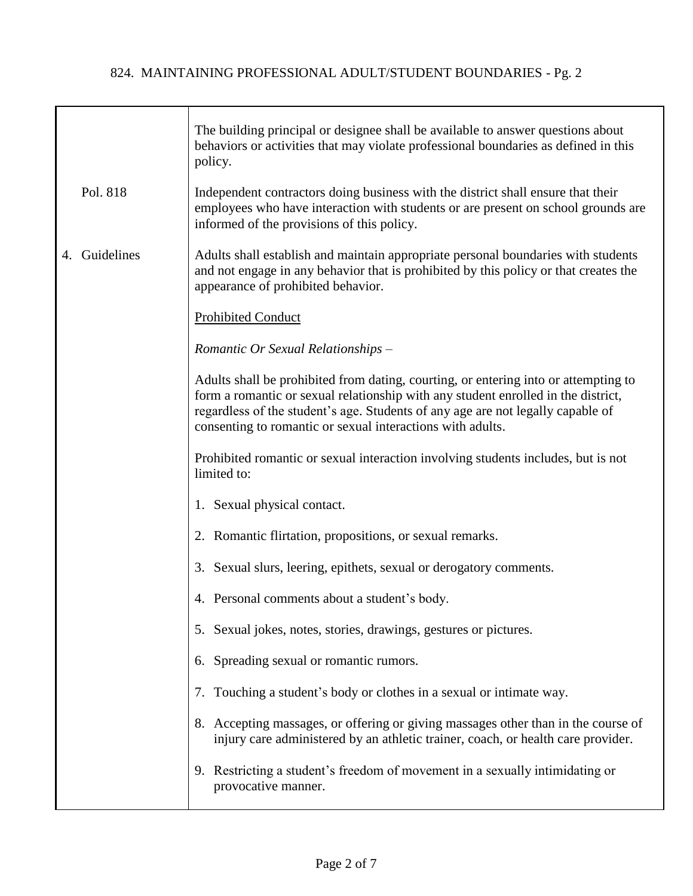The building principal or designee shall be available to answer questions about behaviors or activities that may violate professional boundaries as defined in this policy.

Pol. 818

Independent contractors doing business with the district shall ensure that their employees who have interaction with students or are present on school grounds are informed of the provisions of this policy.

## 4. Guidelines

Adults shall establish and maintain appropriate personal boundaries with students and not engage in any behavior that is prohibited by this policy or that creates the appearance of prohibited behavior.

<u>Prohibited Conduct</u>

*Romantic Or Sexual Relationships –*

Adults shall be prohibited from dating, courting, or entering into or attempting to form a romantic or sexual relationship with any student enrolled in the district, regardless of the student's age. Students of any age are not legally capable of consenting to romantic or sexual interactions with adults.

Prohibited romantic or sexual interaction involving students includes, but is not limited to:

1. Sexual physical contact.
2. Romantic flirtation, propositions, or sexual remarks.
3. Sexual slurs, leering, epithets, sexual or derogatory comments.
4. Personal comments about a student's body.
5. Sexual jokes, notes, stories, drawings, gestures or pictures.
6. Spreading sexual or romantic rumors.
7. Touching a student's body or clothes in a sexual or intimate way.
8. Accepting massages, or offering or giving massages other than in the course of injury care administered by an athletic trainer, coach, or health care provider.
9. Restricting a student's freedom of movement in a sexually intimidating or provocative manner.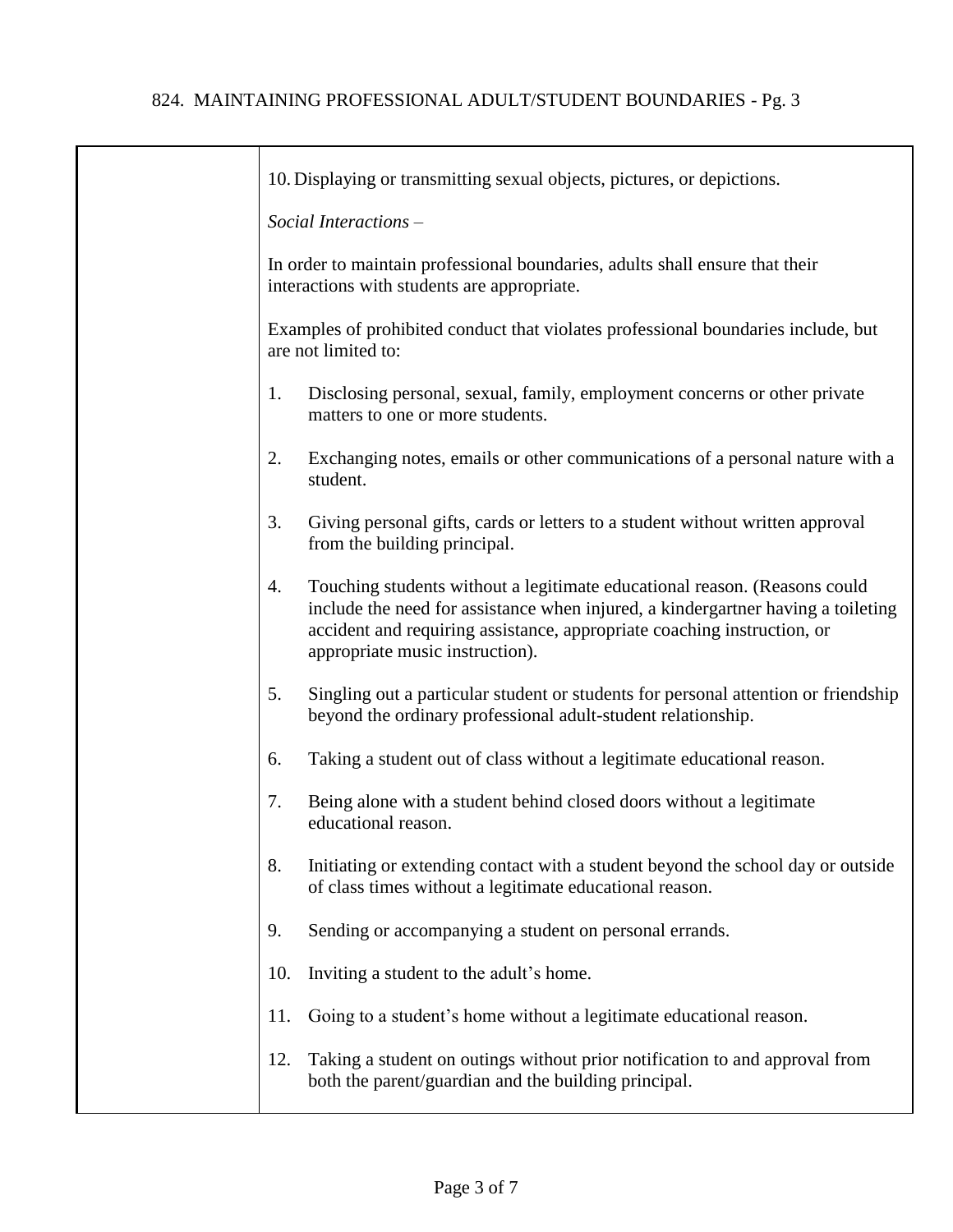10. Displaying or transmitting sexual objects, pictures, or depictions.

*Social Interactions –*

In order to maintain professional boundaries, adults shall ensure that their interactions with students are appropriate.

Examples of prohibited conduct that violates professional boundaries include, but are not limited to:

1. Disclosing personal, sexual, family, employment concerns or other private matters to one or more students.

2. Exchanging notes, emails or other communications of a personal nature with a student.

3. Giving personal gifts, cards or letters to a student without written approval from the building principal.

4. Touching students without a legitimate educational reason. (Reasons could include the need for assistance when injured, a kindergartner having a toileting accident and requiring assistance, appropriate coaching instruction, or appropriate music instruction).

5. Singling out a particular student or students for personal attention or friendship beyond the ordinary professional adult-student relationship.

6. Taking a student out of class without a legitimate educational reason.

7. Being alone with a student behind closed doors without a legitimate educational reason.

8. Initiating or extending contact with a student beyond the school day or outside of class times without a legitimate educational reason.

9. Sending or accompanying a student on personal errands.

10. Inviting a student to the adult's home.

11. Going to a student's home without a legitimate educational reason.

12. Taking a student on outings without prior notification to and approval from both the parent/guardian and the building principal.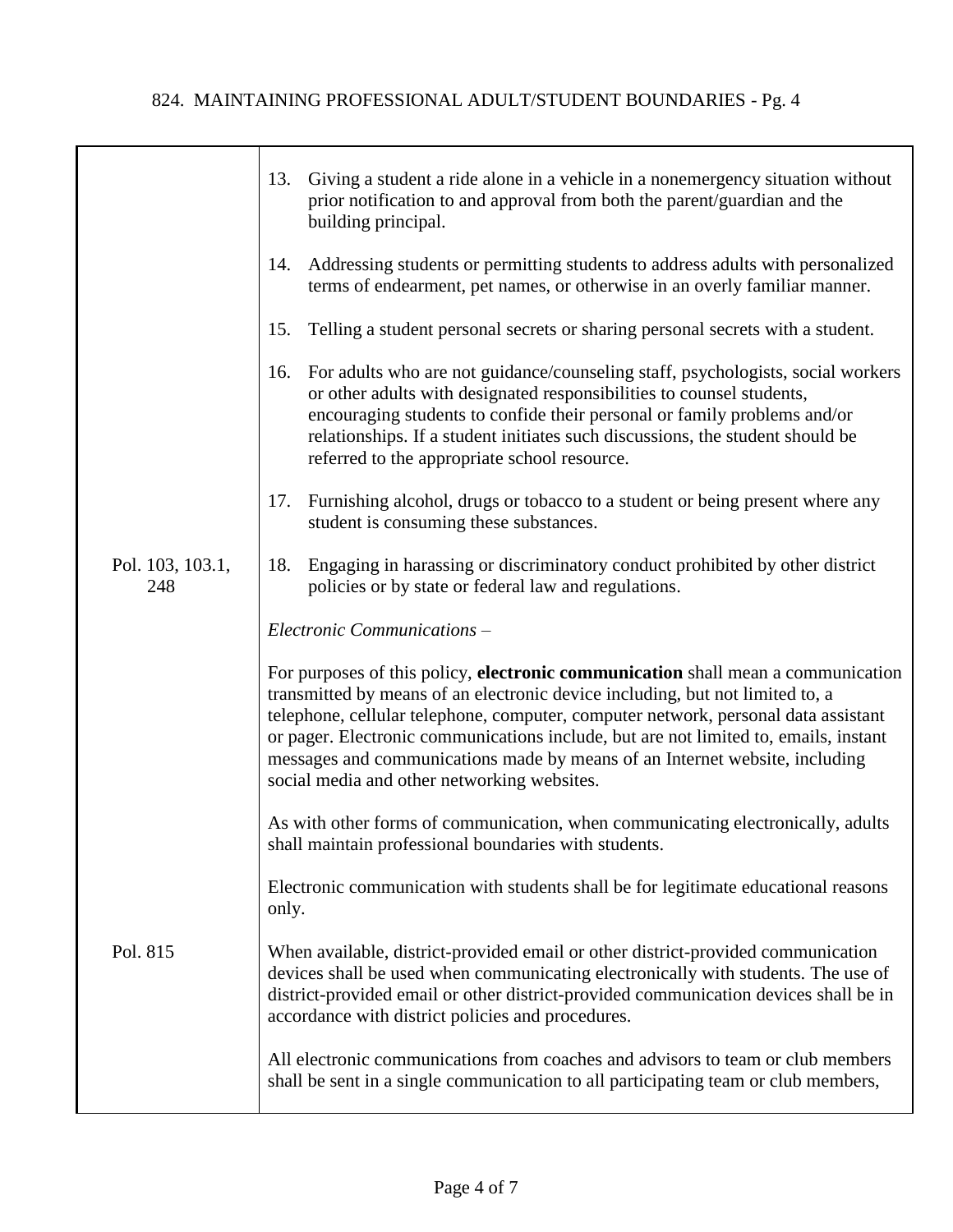13. Giving a student a ride alone in a vehicle in a nonemergency situation without prior notification to and approval from both the parent/guardian and the building principal.

14. Addressing students or permitting students to address adults with personalized terms of endearment, pet names, or otherwise in an overly familiar manner.

15. Telling a student personal secrets or sharing personal secrets with a student.

16. For adults who are not guidance/counseling staff, psychologists, social workers or other adults with designated responsibilities to counsel students, encouraging students to confide their personal or family problems and/or relationships. If a student initiates such discussions, the student should be referred to the appropriate school resource.

17. Furnishing alcohol, drugs or tobacco to a student or being present where any student is consuming these substances.

Pol. 103, 103.1, 248

18. Engaging in harassing or discriminatory conduct prohibited by other district policies or by state or federal law and regulations.

*Electronic Communications* –

For purposes of this policy, **electronic communication** shall mean a communication transmitted by means of an electronic device including, but not limited to, a telephone, cellular telephone, computer, computer network, personal data assistant or pager. Electronic communications include, but are not limited to, emails, instant messages and communications made by means of an Internet website, including social media and other networking websites.

As with other forms of communication, when communicating electronically, adults shall maintain professional boundaries with students.

Electronic communication with students shall be for legitimate educational reasons only.

Pol. 815

When available, district-provided email or other district-provided communication devices shall be used when communicating electronically with students. The use of district-provided email or other district-provided communication devices shall be in accordance with district policies and procedures.

All electronic communications from coaches and advisors to team or club members shall be sent in a single communication to all participating team or club members,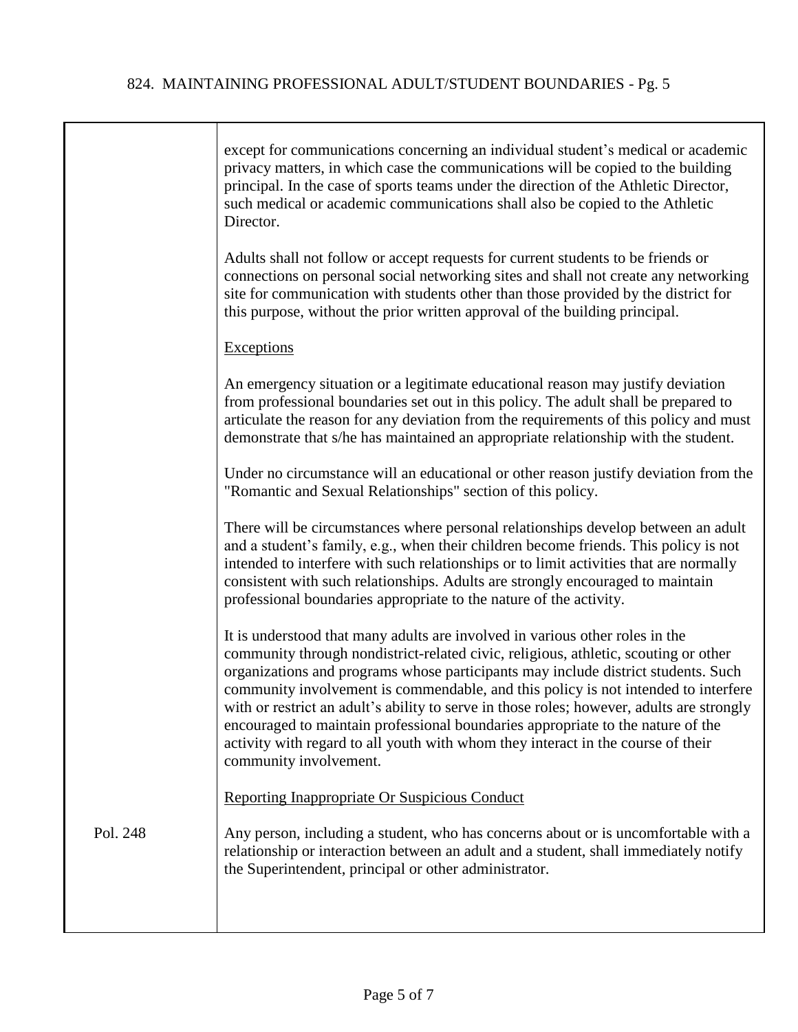except for communications concerning an individual student's medical or academic privacy matters, in which case the communications will be copied to the building principal. In the case of sports teams under the direction of the Athletic Director, such medical or academic communications shall also be copied to the Athletic Director.

Adults shall not follow or accept requests for current students to be friends or connections on personal social networking sites and shall not create any networking site for communication with students other than those provided by the district for this purpose, without the prior written approval of the building principal.

<u>Exceptions</u>

An emergency situation or a legitimate educational reason may justify deviation from professional boundaries set out in this policy. The adult shall be prepared to articulate the reason for any deviation from the requirements of this policy and must demonstrate that s/he has maintained an appropriate relationship with the student.

Under no circumstance will an educational or other reason justify deviation from the "Romantic and Sexual Relationships" section of this policy.

There will be circumstances where personal relationships develop between an adult and a student's family, e.g., when their children become friends. This policy is not intended to interfere with such relationships or to limit activities that are normally consistent with such relationships. Adults are strongly encouraged to maintain professional boundaries appropriate to the nature of the activity.

It is understood that many adults are involved in various other roles in the community through nondistrict-related civic, religious, athletic, scouting or other organizations and programs whose participants may include district students. Such community involvement is commendable, and this policy is not intended to interfere with or restrict an adult's ability to serve in those roles; however, adults are strongly encouraged to maintain professional boundaries appropriate to the nature of the activity with regard to all youth with whom they interact in the course of their community involvement.

<u>Reporting Inappropriate Or Suspicious Conduct</u>

Pol. 248

Any person, including a student, who has concerns about or is uncomfortable with a relationship or interaction between an adult and a student, shall immediately notify the Superintendent, principal or other administrator.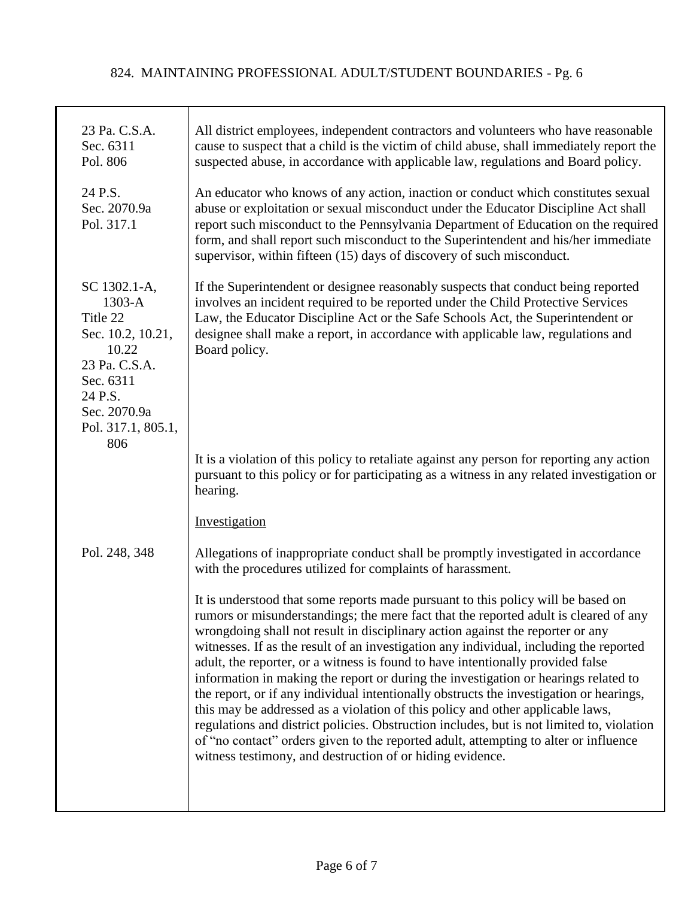| | |
|---|---|
| 23 Pa. C.S.A. Sec. 6311 Pol. 806 | All district employees, independent contractors and volunteers who have reasonable cause to suspect that a child is the victim of child abuse, shall immediately report the suspected abuse, in accordance with applicable law, regulations and Board policy. |
| 24 P.S. Sec. 2070.9a Pol. 317.1 | An educator who knows of any action, inaction or conduct which constitutes sexual abuse or exploitation or sexual misconduct under the Educator Discipline Act shall report such misconduct to the Pennsylvania Department of Education on the required form, and shall report such misconduct to the Superintendent and his/her immediate supervisor, within fifteen (15) days of discovery of such misconduct. |
| SC 1302.1-A, 1303-A Title 22 Sec. 10.2, 10.21, 10.22 23 Pa. C.S.A. Sec. 6311 24 P.S. Sec. 2070.9a Pol. 317.1, 805.1, 806 | If the Superintendent or designee reasonably suspects that conduct being reported involves an incident required to be reported under the Child Protective Services Law, the Educator Discipline Act or the Safe Schools Act, the Superintendent or designee shall make a report, in accordance with applicable law, regulations and Board policy. |
| | It is a violation of this policy to retaliate against any person for reporting any action pursuant to this policy or for participating as a witness in any related investigation or hearing. |
| | Investigation |
| Pol. 248, 348 | Allegations of inappropriate conduct shall be promptly investigated in accordance with the procedures utilized for complaints of harassment. |
| | It is understood that some reports made pursuant to this policy will be based on rumors or misunderstandings; the mere fact that the reported adult is cleared of any wrongdoing shall not result in disciplinary action against the reporter or any witnesses. If as the result of an investigation any individual, including the reported adult, the reporter, or a witness is found to have intentionally provided false information in making the report or during the investigation or hearings related to the report, or if any individual intentionally obstructs the investigation or hearings, this may be addressed as a violation of this policy and other applicable laws, regulations and district policies. Obstruction includes, but is not limited to, violation of "no contact" orders given to the reported adult, attempting to alter or influence witness testimony, and destruction of or hiding evidence. |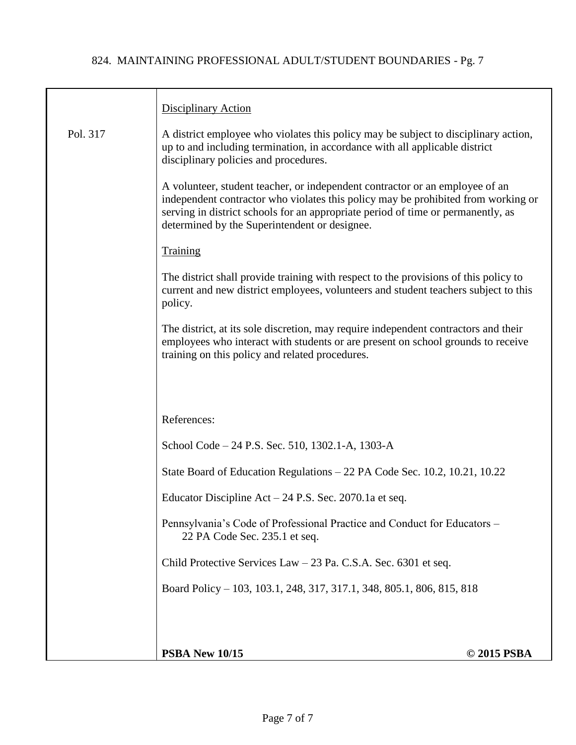Disciplinary Action

Pol. 317

A district employee who violates this policy may be subject to disciplinary action, up to and including termination, in accordance with all applicable district disciplinary policies and procedures.

A volunteer, student teacher, or independent contractor or an employee of an independent contractor who violates this policy may be prohibited from working or serving in district schools for an appropriate period of time or permanently, as determined by the Superintendent or designee.

Training

The district shall provide training with respect to the provisions of this policy to current and new district employees, volunteers and student teachers subject to this policy.

The district, at its sole discretion, may require independent contractors and their employees who interact with students or are present on school grounds to receive training on this policy and related procedures.

References:

School Code – 24 P.S. Sec. 510, 1302.1-A, 1303-A

State Board of Education Regulations – 22 PA Code Sec. 10.2, 10.21, 10.22

Educator Discipline Act – 24 P.S. Sec. 2070.1a et seq.

Pennsylvania's Code of Professional Practice and Conduct for Educators – 22 PA Code Sec. 235.1 et seq.

Child Protective Services Law – 23 Pa. C.S.A. Sec. 6301 et seq.

Board Policy – 103, 103.1, 248, 317, 317.1, 348, 805.1, 806, 815, 818

**PSBA New 10/15** **© 2015 PSBA**